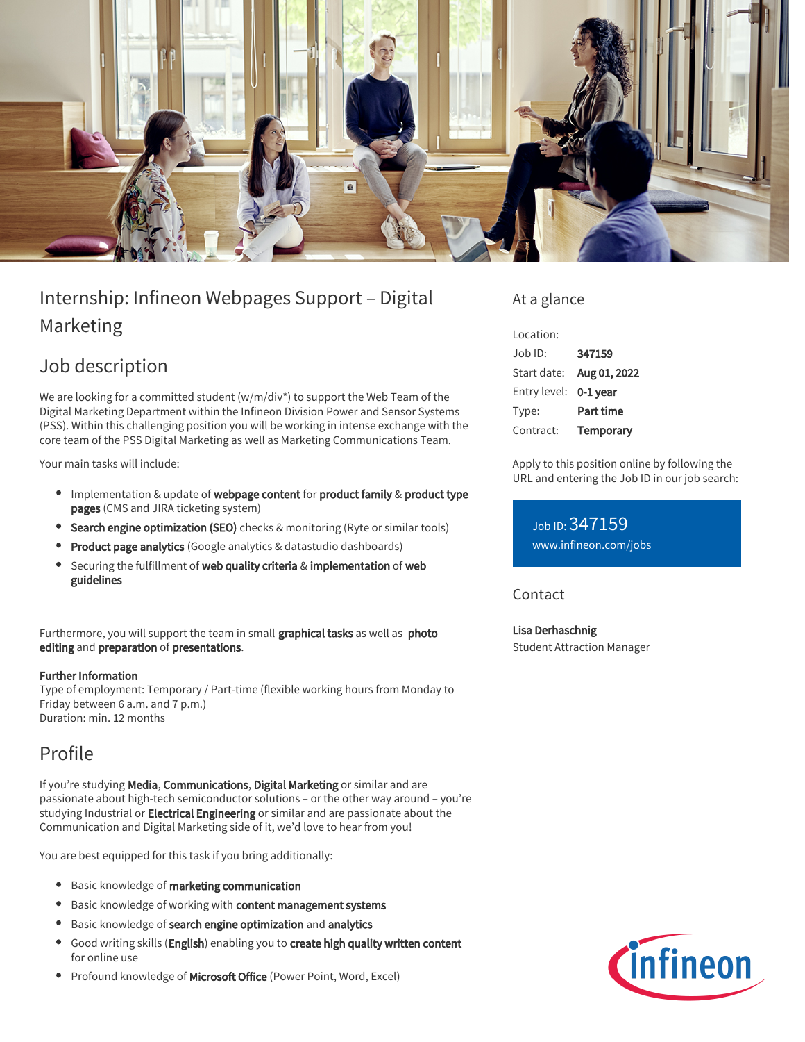# Internship: Infineon Webpages Support – Digital Marketing

## Job description

We are looking for a committed student (w/m/div*) to support the Web Team of the Digital Marketing Department within the Infineon Division Power and Sensor Systems (PSS). Within this challenging position you will be working in intense exchange with the core team of the PSS Digital Marketing as well as Marketing Communications Team.

Your main tasks will include:

- Implementation & update of **webpage content** for **product family** & **product type pages** (CMS and JIRA ticketing system)
- **Search engine optimization (SEO)** checks & monitoring (Ryte or similar tools)
- **Product page analytics** (Google analytics & datastudio dashboards)
- Securing the fulfillment of **web quality criteria** & **implementation** of **web guidelines**

Furthermore, you will support the team in small **graphical tasks** as well as **photo editing** and **preparation** of **presentations**.

**Further Information**
Type of employment: Temporary / Part-time (flexible working hours from Monday to Friday between 6 a.m. and 7 p.m.)
Duration: min. 12 months

## Profile

If you're studying **Media**, **Communications**, **Digital Marketing** or similar and are passionate about high-tech semiconductor solutions – or the other way around – you're studying Industrial or **Electrical Engineering** or similar and are passionate about the Communication and Digital Marketing side of it, we'd love to hear from you!

You are best equipped for this task if you bring additionally:

- Basic knowledge of **marketing communication**
- Basic knowledge of working with **content management systems**
- Basic knowledge of **search engine optimization** and **analytics**
- Good writing skills (**English**) enabling you to **create high quality written content** for online use
- Profound knowledge of **Microsoft Office** (Power Point, Word, Excel)

## At a glance

| | |
|---|---|
| Location: | |
| Job ID: | **347159** |
| Start date: | **Aug 01, 2022** |
| Entry level: | **0-1 year** |
| Type: | **Part time** |
| Contract: | **Temporary** |

Apply to this position online by following the URL and entering the Job ID in our job search:

Job ID: 347159
www.infineon.com/jobs

## Contact

**Lisa Derhaschnig**
Student Attraction Manager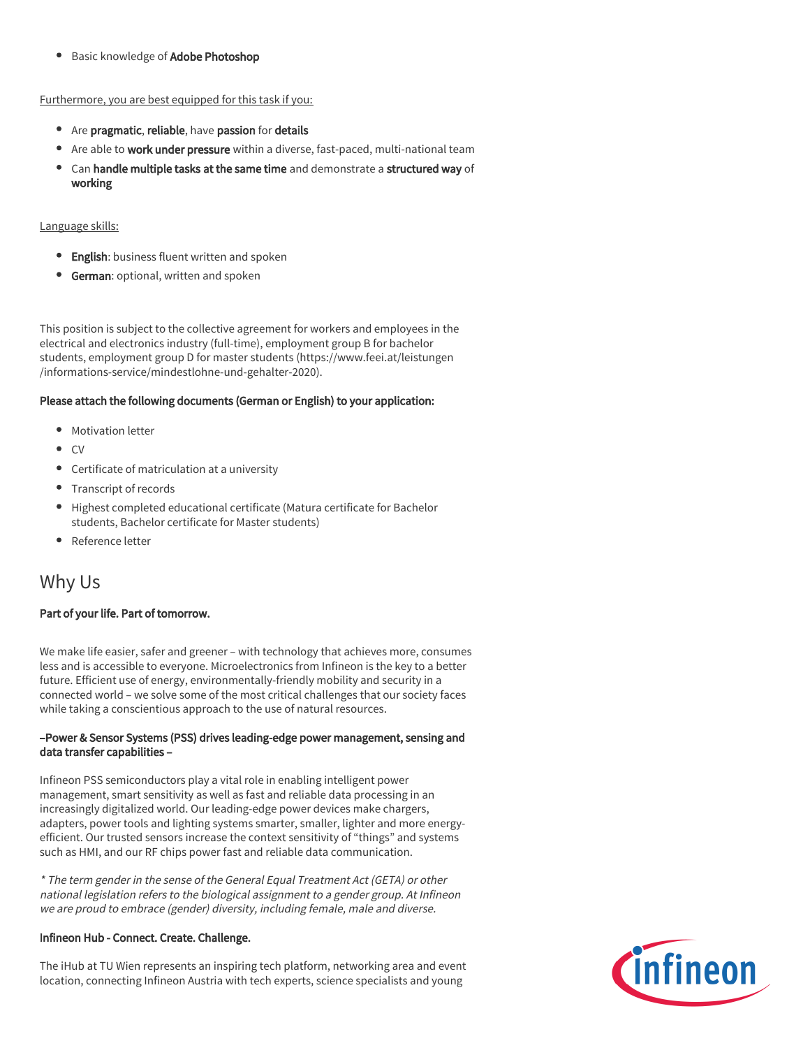- Basic knowledge of **Adobe Photoshop**

Furthermore, you are best equipped for this task if you:

- Are **pragmatic**, **reliable**, have **passion** for **details**
- Are able to **work under pressure** within a diverse, fast-paced, multi-national team
- Can **handle multiple tasks at the same time** and demonstrate a **structured way** of **working**

Language skills:

- **English**: business fluent written and spoken
- **German**: optional, written and spoken

This position is subject to the collective agreement for workers and employees in the electrical and electronics industry (full-time), employment group B for bachelor students, employment group D for master students (https://www.feei.at/leistungen/informations-service/mindestlohne-und-gehalter-2020).

**Please attach the following documents (German or English) to your application:**

- Motivation letter
- CV
- Certificate of matriculation at a university
- Transcript of records
- Highest completed educational certificate (Matura certificate for Bachelor students, Bachelor certificate for Master students)
- Reference letter

## Why Us

**Part of your life. Part of tomorrow.**

We make life easier, safer and greener – with technology that achieves more, consumes less and is accessible to everyone. Microelectronics from Infineon is the key to a better future. Efficient use of energy, environmentally-friendly mobility and security in a connected world – we solve some of the most critical challenges that our society faces while taking a conscientious approach to the use of natural resources.

**–Power & Sensor Systems (PSS) drives leading-edge power management, sensing and data transfer capabilities –**

Infineon PSS semiconductors play a vital role in enabling intelligent power management, smart sensitivity as well as fast and reliable data processing in an increasingly digitalized world. Our leading-edge power devices make chargers, adapters, power tools and lighting systems smarter, smaller, lighter and more energy-efficient. Our trusted sensors increase the context sensitivity of "things" and systems such as HMI, and our RF chips power fast and reliable data communication.

*\* The term gender in the sense of the General Equal Treatment Act (GETA) or other national legislation refers to the biological assignment to a gender group. At Infineon we are proud to embrace (gender) diversity, including female, male and diverse.*

**Infineon Hub - Connect. Create. Challenge.**

The iHub at TU Wien represents an inspiring tech platform, networking area and event location, connecting Infineon Austria with tech experts, science specialists and young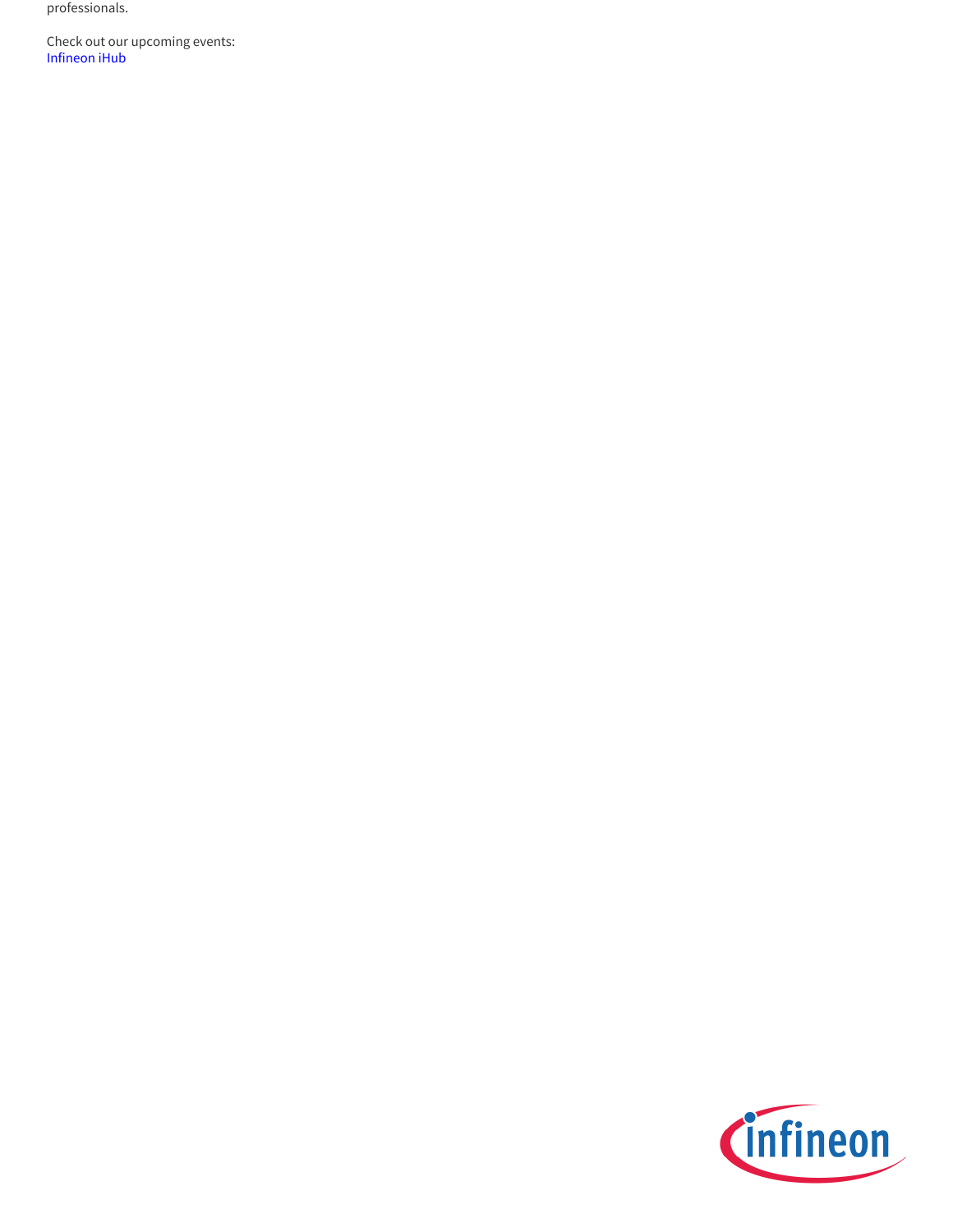professionals.

Check out our upcoming events:
Infineon iHub